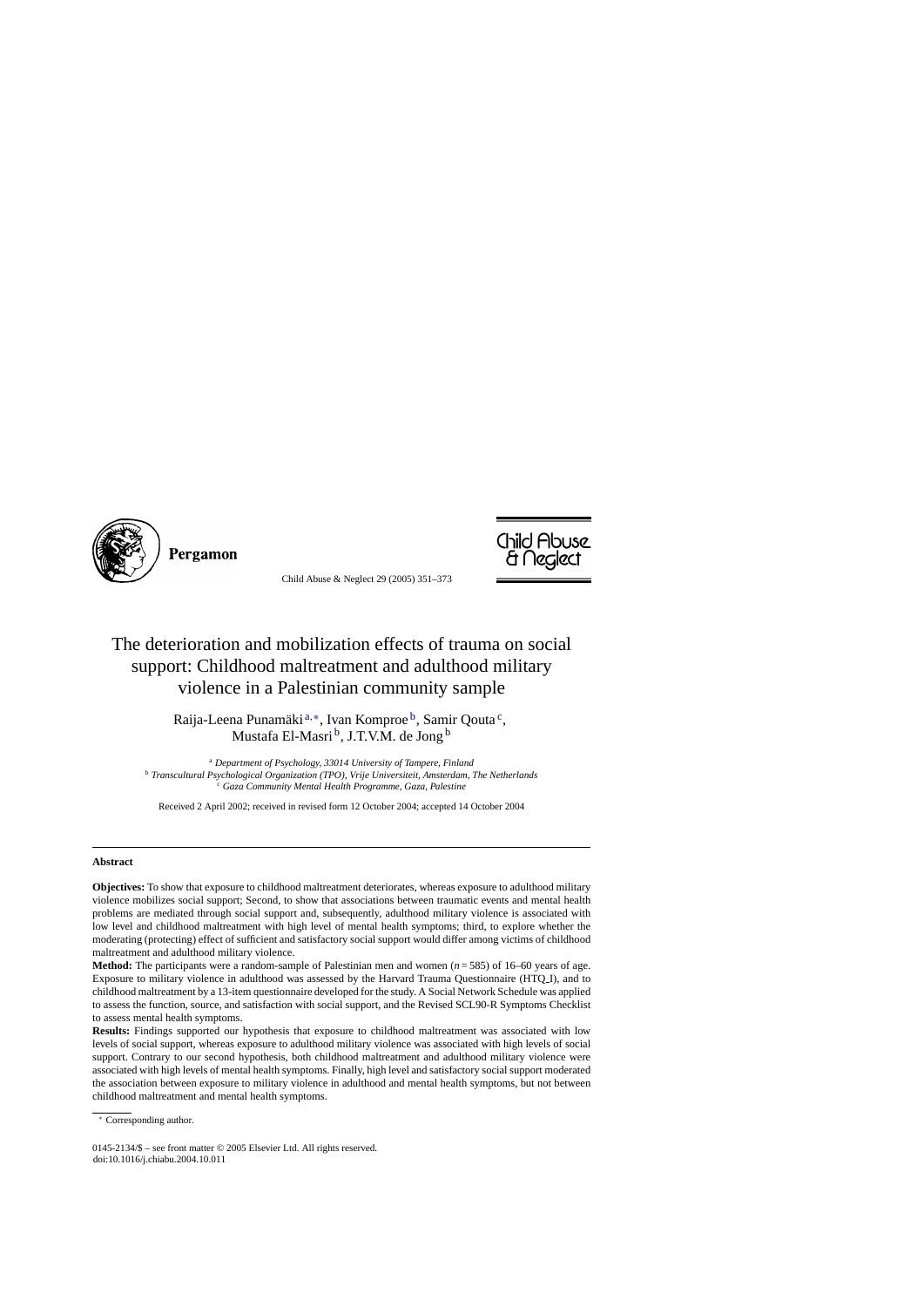# The deterioration and mobilization effects of trauma on social support: Childhood maltreatment and adulthood military violence in a Palestinian community sample

Raija-Leena Punamäki[a,*], Ivan Komproe[b], Samir Qouta[c], Mustafa El-Masri[b], J.T.V.M. de Jong[b]

[a] *Department of Psychology, 33014 University of Tampere, Finland*
[b] *Transcultural Psychological Organization (TPO), Vrije Universiteit, Amsterdam, The Netherlands*
[c] *Gaza Community Mental Health Programme, Gaza, Palestine*

Received 2 April 2002; received in revised form 12 October 2004; accepted 14 October 2004

## Abstract

**Objectives:** To show that exposure to childhood maltreatment deteriorates, whereas exposure to adulthood military violence mobilizes social support; Second, to show that associations between traumatic events and mental health problems are mediated through social support and, subsequently, adulthood military violence is associated with low level and childhood maltreatment with high level of mental health symptoms; third, to explore whether the moderating (protecting) effect of sufficient and satisfactory social support would differ among victims of childhood maltreatment and adulthood military violence.

**Method:** The participants were a random-sample of Palestinian men and women ($n = 585$) of 16–60 years of age. Exposure to military violence in adulthood was assessed by the Harvard Trauma Questionnaire (HTQ_I), and to childhood maltreatment by a 13-item questionnaire developed for the study. A Social Network Schedule was applied to assess the function, source, and satisfaction with social support, and the Revised SCL90-R Symptoms Checklist to assess mental health symptoms.

**Results:** Findings supported our hypothesis that exposure to childhood maltreatment was associated with low levels of social support, whereas exposure to adulthood military violence was associated with high levels of social support. Contrary to our second hypothesis, both childhood maltreatment and adulthood military violence were associated with high levels of mental health symptoms. Finally, high level and satisfactory social support moderated the association between exposure to military violence in adulthood and mental health symptoms, but not between childhood maltreatment and mental health symptoms.

* Corresponding author.

0145-2134/$ – see front matter © 2005 Elsevier Ltd. All rights reserved.
doi:10.1016/j.chiabu.2004.10.011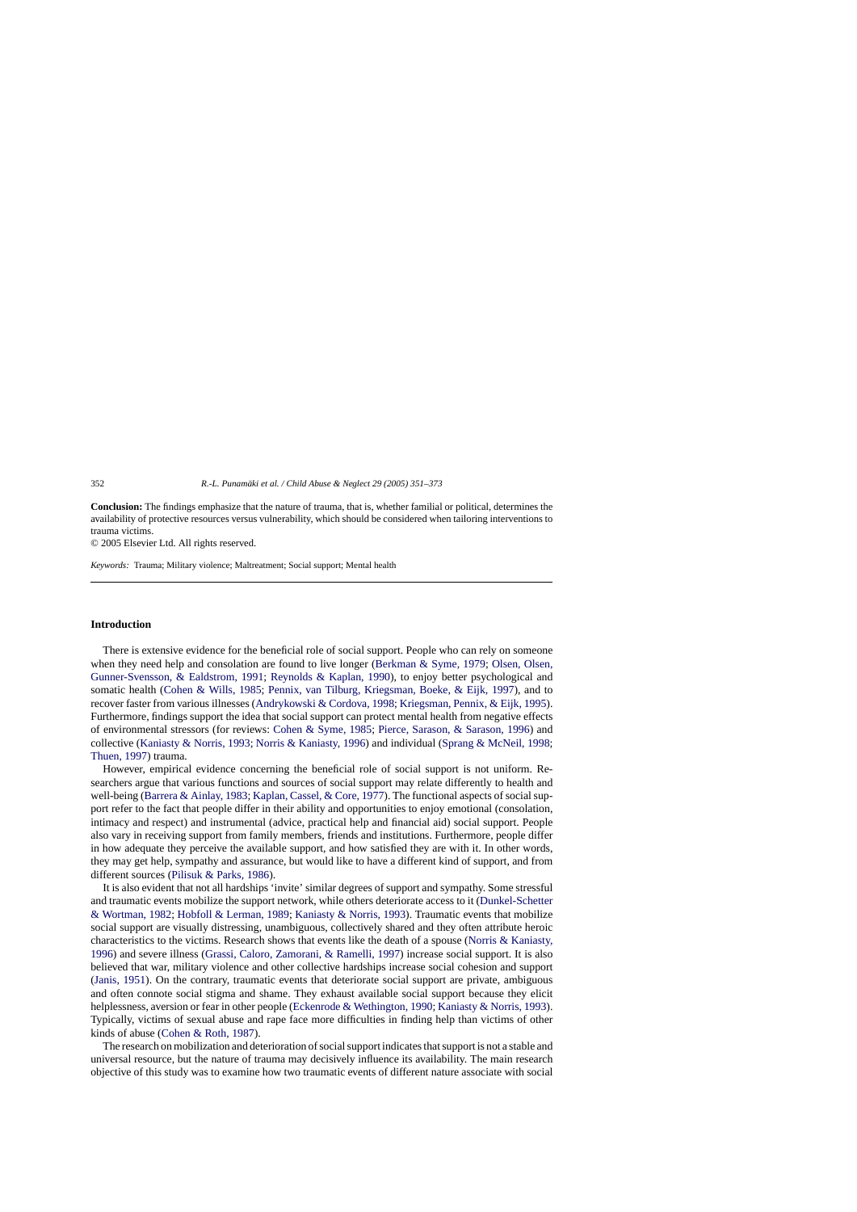**Conclusion:** The findings emphasize that the nature of trauma, that is, whether familial or political, determines the availability of protective resources versus vulnerability, which should be considered when tailoring interventions to trauma victims.

© 2005 Elsevier Ltd. All rights reserved.

*Keywords:* Trauma; Military violence; Maltreatment; Social support; Mental health

## Introduction

There is extensive evidence for the beneficial role of social support. People who can rely on someone when they need help and consolation are found to live longer (Berkman & Syme, 1979; Olsen, Olsen, Gunner-Svensson, & Ealdstrom, 1991; Reynolds & Kaplan, 1990), to enjoy better psychological and somatic health (Cohen & Wills, 1985; Pennix, van Tilburg, Kriegsman, Boeke, & Eijk, 1997), and to recover faster from various illnesses (Andrykowski & Cordova, 1998; Kriegsman, Pennix, & Eijk, 1995). Furthermore, findings support the idea that social support can protect mental health from negative effects of environmental stressors (for reviews: Cohen & Syme, 1985; Pierce, Sarason, & Sarason, 1996) and collective (Kaniasty & Norris, 1993; Norris & Kaniasty, 1996) and individual (Sprang & McNeil, 1998; Thuen, 1997) trauma.

However, empirical evidence concerning the beneficial role of social support is not uniform. Researchers argue that various functions and sources of social support may relate differently to health and well-being (Barrera & Ainlay, 1983; Kaplan, Cassel, & Core, 1977). The functional aspects of social support refer to the fact that people differ in their ability and opportunities to enjoy emotional (consolation, intimacy and respect) and instrumental (advice, practical help and financial aid) social support. People also vary in receiving support from family members, friends and institutions. Furthermore, people differ in how adequate they perceive the available support, and how satisfied they are with it. In other words, they may get help, sympathy and assurance, but would like to have a different kind of support, and from different sources (Pilisuk & Parks, 1986).

It is also evident that not all hardships 'invite' similar degrees of support and sympathy. Some stressful and traumatic events mobilize the support network, while others deteriorate access to it (Dunkel-Schetter & Wortman, 1982; Hobfoll & Lerman, 1989; Kaniasty & Norris, 1993). Traumatic events that mobilize social support are visually distressing, unambiguous, collectively shared and they often attribute heroic characteristics to the victims. Research shows that events like the death of a spouse (Norris & Kaniasty, 1996) and severe illness (Grassi, Caloro, Zamorani, & Ramelli, 1997) increase social support. It is also believed that war, military violence and other collective hardships increase social cohesion and support (Janis, 1951). On the contrary, traumatic events that deteriorate social support are private, ambiguous and often connote social stigma and shame. They exhaust available social support because they elicit helplessness, aversion or fear in other people (Eckenrode & Wethington, 1990; Kaniasty & Norris, 1993). Typically, victims of sexual abuse and rape face more difficulties in finding help than victims of other kinds of abuse (Cohen & Roth, 1987).

The research on mobilization and deterioration of social support indicates that support is not a stable and universal resource, but the nature of trauma may decisively influence its availability. The main research objective of this study was to examine how two traumatic events of different nature associate with social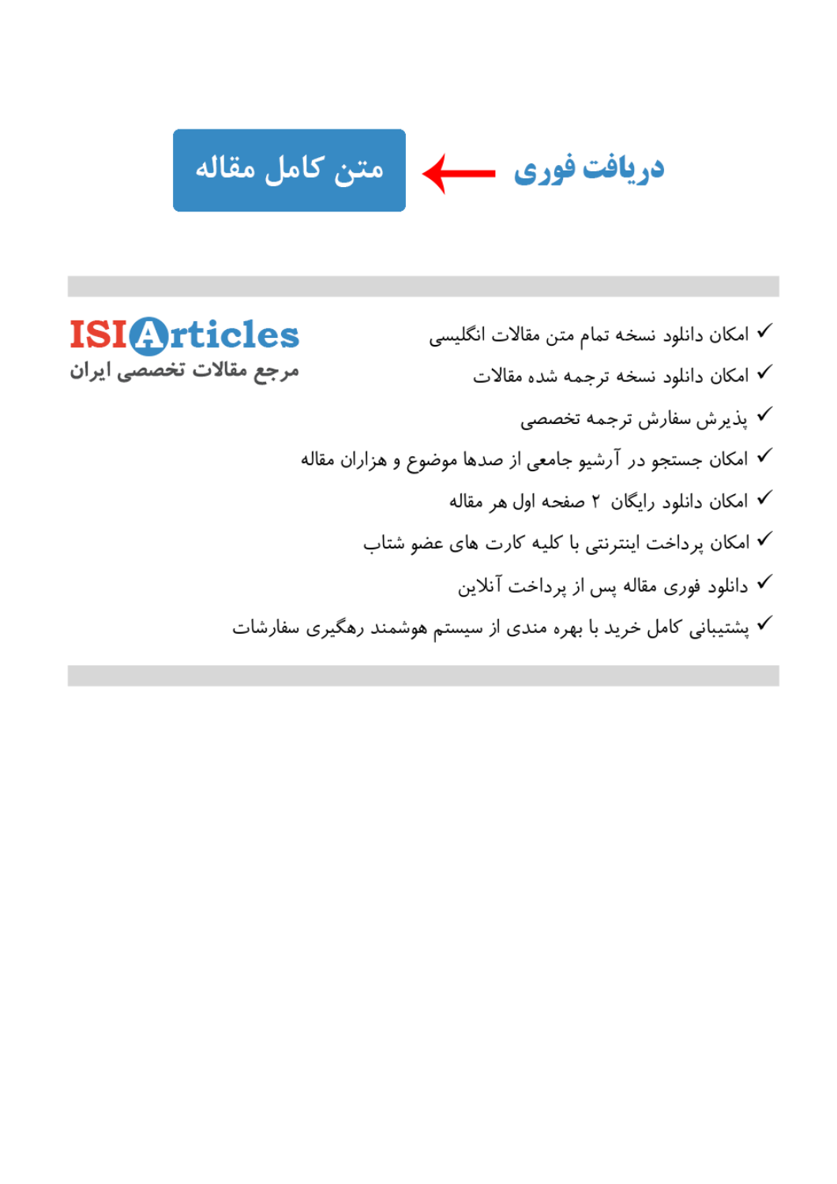دریافت فوری ← **متن کامل مقاله**

**ISIArticles**
مرجع مقالات تخصصی ایران

- ✓ امکان دانلود نسخه تمام متن مقالات انگلیسی
- ✓ امکان دانلود نسخه ترجمه شده مقالات
- ✓ پذیرش سفارش ترجمه تخصصی
- ✓ امکان جستجو در آرشیو جامعی از صدها موضوع و هزاران مقاله
- ✓ امکان دانلود رایگان ۲ صفحه اول هر مقاله
- ✓ امکان پرداخت اینترنتی با کلیه کارت های عضو شتاب
- ✓ دانلود فوری مقاله پس از پرداخت آنلاین
- ✓ پشتیبانی کامل خرید با بهره مندی از سیستم هوشمند رهگیری سفارشات